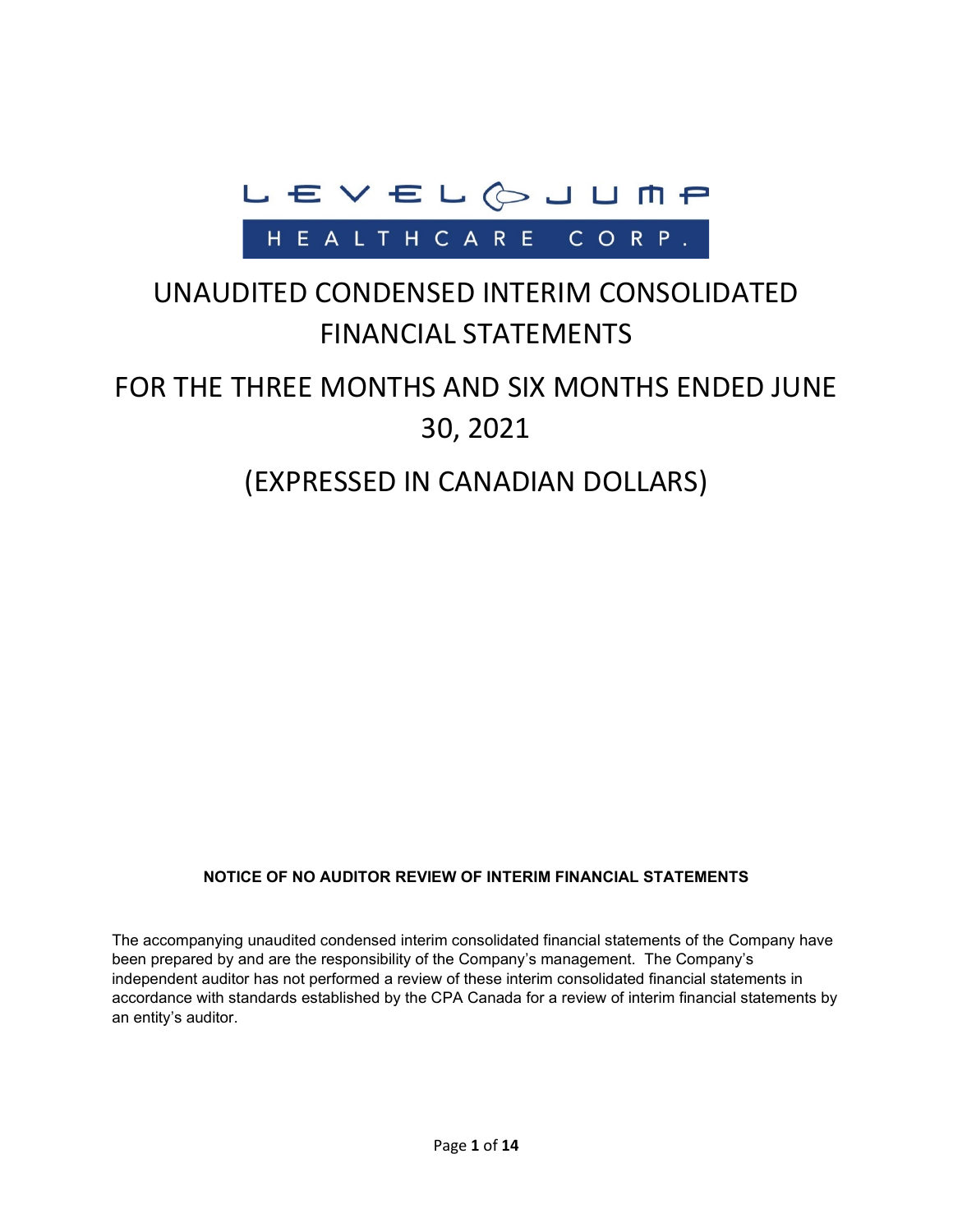LEVEL JUMP

HEALTHCARE CORP.

# UNAUDITED CONDENSED INTERIM CONSOLIDATED FINANCIAL STATEMENTS

# FOR THE THREE MONTHS AND SIX MONTHS ENDED JUNE 30, 2021

# (EXPRESSED IN CANADIAN DOLLARS)

**NOTICE OF NO AUDITOR REVIEW OF INTERIM FINANCIAL STATEMENTS**

The accompanying unaudited condensed interim consolidated financial statements of the Company have been prepared by and are the responsibility of the Company's management. The Company's independent auditor has not performed a review of these interim consolidated financial statements in accordance with standards established by the CPA Canada for a review of interim financial statements by an entity's auditor.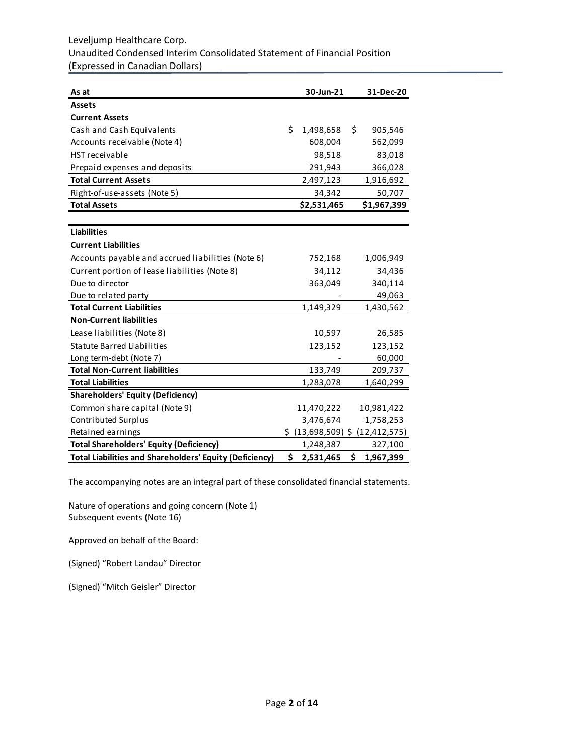Leveljump Healthcare Corp.
Unaudited Condensed Interim Consolidated Statement of Financial Position
(Expressed in Canadian Dollars)

| As at | 30-Jun-21 | 31-Dec-20 |
|---|---|---|
| **Assets** | | |
| **Current Assets** | | |
| Cash and Cash Equivalents | $ 1,498,658 | $ 905,546 |
| Accounts receivable (Note 4) | 608,004 | 562,099 |
| HST receivable | 98,518 | 83,018 |
| Prepaid expenses and deposits | 291,943 | 366,028 |
| **Total Current Assets** | 2,497,123 | 1,916,692 |
| Right-of-use-assets (Note 5) | 34,342 | 50,707 |
| **Total Assets** | **$2,531,465** | **$1,967,399** |
| | | |
| **Liabilities** | | |
| **Current Liabilities** | | |
| Accounts payable and accrued liabilities (Note 6) | 752,168 | 1,006,949 |
| Current portion of lease liabilities (Note 8) | 34,112 | 34,436 |
| Due to director | 363,049 | 340,114 |
| Due to related party | - | 49,063 |
| **Total Current Liabilities** | 1,149,329 | 1,430,562 |
| **Non-Current liabilities** | | |
| Lease liabilities (Note 8) | 10,597 | 26,585 |
| Statute Barred Liabilities | 123,152 | 123,152 |
| Long term-debt (Note 7) | - | 60,000 |
| **Total Non-Current liabilities** | 133,749 | 209,737 |
| **Total Liabilities** | 1,283,078 | 1,640,299 |
| **Shareholders' Equity (Deficiency)** | | |
| Common share capital (Note 9) | 11,470,222 | 10,981,422 |
| Contributed Surplus | 3,476,674 | 1,758,253 |
| Retained earnings | $ (13,698,509) | $ (12,412,575) |
| **Total Shareholders' Equity (Deficiency)** | 1,248,387 | 327,100 |
| **Total Liabilities and Shareholders' Equity (Deficiency)** | **$ 2,531,465** | **$ 1,967,399** |

The accompanying notes are an integral part of these consolidated financial statements.

Nature of operations and going concern (Note 1)
Subsequent events (Note 16)

Approved on behalf of the Board:

(Signed) "Robert Landau" Director

(Signed) "Mitch Geisler" Director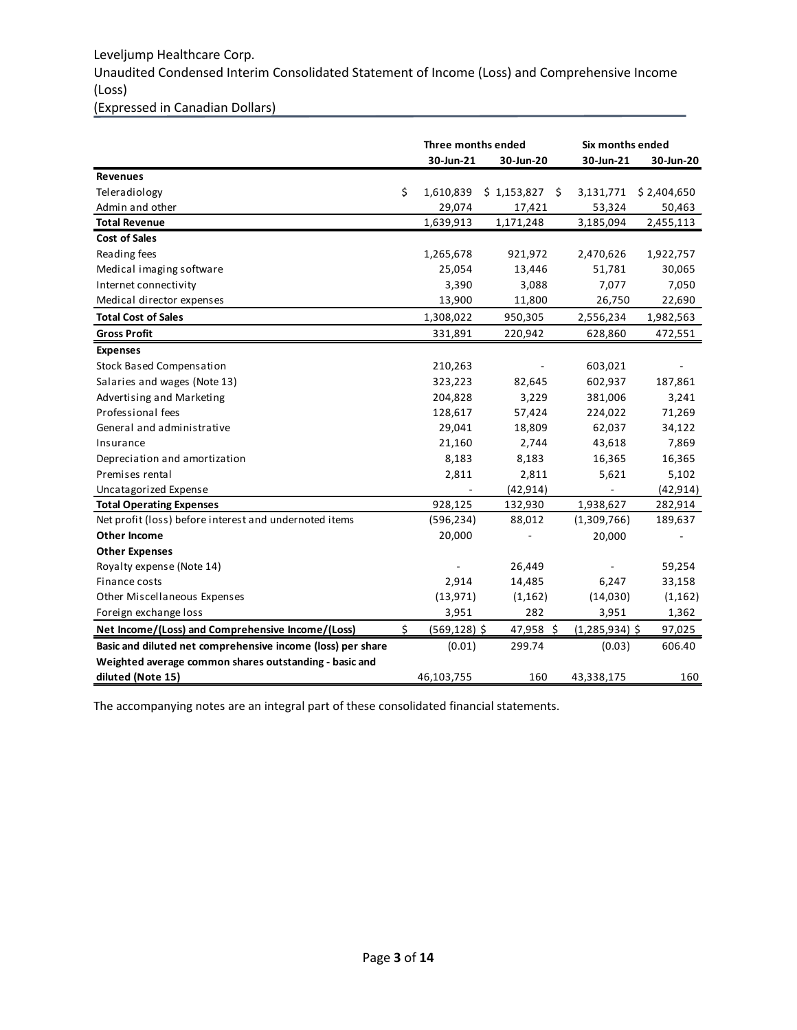Leveljump Healthcare Corp.

Unaudited Condensed Interim Consolidated Statement of Income (Loss) and Comprehensive Income (Loss)

(Expressed in Canadian Dollars)

| | Three months ended | | Six months ended | |
|---|---|---|---|---|
| | **30-Jun-21** | **30-Jun-20** | **30-Jun-21** | **30-Jun-20** |
| **Revenues** | | | | |
| Teleradiology | $ 1,610,839 | $ 1,153,827 | $ 3,131,771 | $ 2,404,650 |
| Admin and other | 29,074 | 17,421 | 53,324 | 50,463 |
| **Total Revenue** | 1,639,913 | 1,171,248 | 3,185,094 | 2,455,113 |
| **Cost of Sales** | | | | |
| Reading fees | 1,265,678 | 921,972 | 2,470,626 | 1,922,757 |
| Medical imaging software | 25,054 | 13,446 | 51,781 | 30,065 |
| Internet connectivity | 3,390 | 3,088 | 7,077 | 7,050 |
| Medical director expenses | 13,900 | 11,800 | 26,750 | 22,690 |
| **Total Cost of Sales** | 1,308,022 | 950,305 | 2,556,234 | 1,982,563 |
| **Gross Profit** | 331,891 | 220,942 | 628,860 | 472,551 |
| **Expenses** | | | | |
| Stock Based Compensation | 210,263 | - | 603,021 | - |
| Salaries and wages (Note 13) | 323,223 | 82,645 | 602,937 | 187,861 |
| Advertising and Marketing | 204,828 | 3,229 | 381,006 | 3,241 |
| Professional fees | 128,617 | 57,424 | 224,022 | 71,269 |
| General and administrative | 29,041 | 18,809 | 62,037 | 34,122 |
| Insurance | 21,160 | 2,744 | 43,618 | 7,869 |
| Depreciation and amortization | 8,183 | 8,183 | 16,365 | 16,365 |
| Premises rental | 2,811 | 2,811 | 5,621 | 5,102 |
| Uncatagorized Expense | - | (42,914) | - | (42,914) |
| **Total Operating Expenses** | 928,125 | 132,930 | 1,938,627 | 282,914 |
| Net profit (loss) before interest and undernoted items | (596,234) | 88,012 | (1,309,766) | 189,637 |
| **Other Income** | 20,000 | - | 20,000 | - |
| **Other Expenses** | | | | |
| Royalty expense (Note 14) | - | 26,449 | - | 59,254 |
| Finance costs | 2,914 | 14,485 | 6,247 | 33,158 |
| Other Miscellaneous Expenses | (13,971) | (1,162) | (14,030) | (1,162) |
| Foreign exchange loss | 3,951 | 282 | 3,951 | 1,362 |
| **Net Income/(Loss) and Comprehensive Income/(Loss)** | $ (569,128) | $ 47,958 | $ (1,285,934) | $ 97,025 |
| **Basic and diluted net comprehensive income (loss) per share** | (0.01) | 299.74 | (0.03) | 606.40 |
| **Weighted average common shares outstanding - basic and diluted (Note 15)** | 46,103,755 | 160 | 43,338,175 | 160 |

The accompanying notes are an integral part of these consolidated financial statements.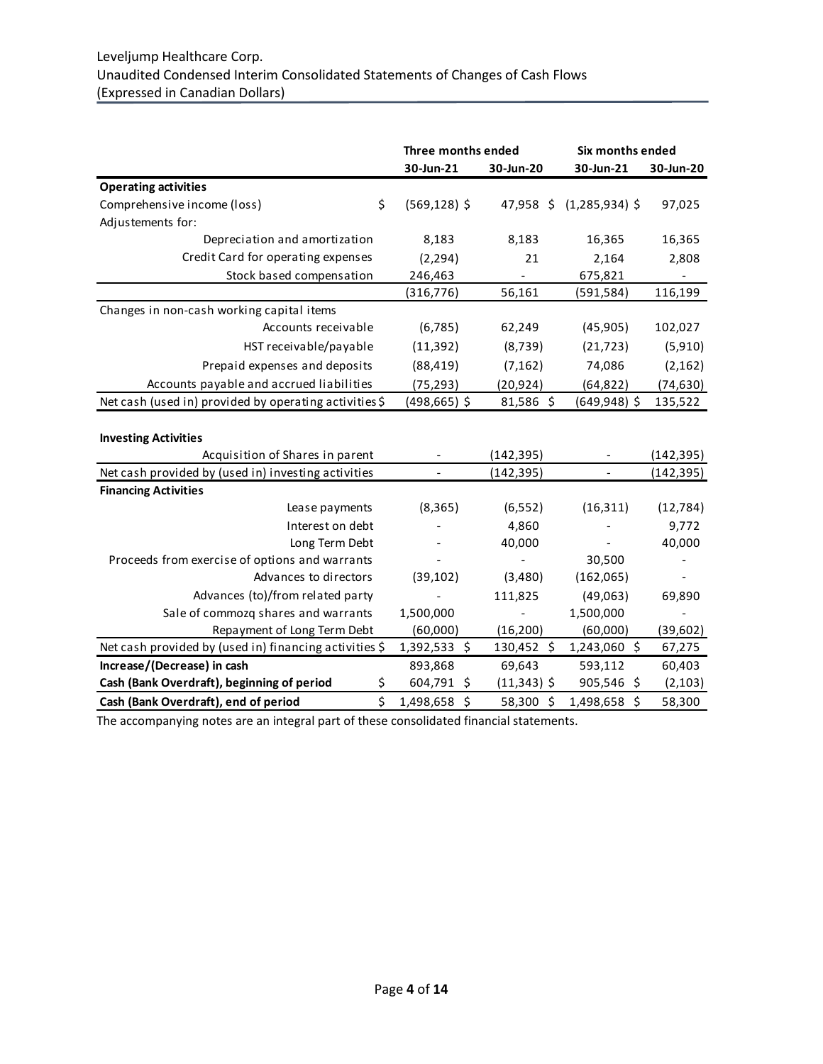Leveljump Healthcare Corp.
Unaudited Condensed Interim Consolidated Statements of Changes of Cash Flows
(Expressed in Canadian Dollars)

| | Three months ended | | Six months ended | |
|---|---|---|---|---|
| | 30-Jun-21 | 30-Jun-20 | 30-Jun-21 | 30-Jun-20 |
| **Operating activities** | | | | |
| Comprehensive income (loss) | $ (569,128) | $ 47,958 | $ (1,285,934) | $ 97,025 |
| Adjustements for: | | | | |
| Depreciation and amortization | 8,183 | 8,183 | 16,365 | 16,365 |
| Credit Card for operating expenses | (2,294) | 21 | 2,164 | 2,808 |
| Stock based compensation | 246,463 | - | 675,821 | - |
| | (316,776) | 56,161 | (591,584) | 116,199 |
| Changes in non-cash working capital items | | | | |
| Accounts receivable | (6,785) | 62,249 | (45,905) | 102,027 |
| HST receivable/payable | (11,392) | (8,739) | (21,723) | (5,910) |
| Prepaid expenses and deposits | (88,419) | (7,162) | 74,086 | (2,162) |
| Accounts payable and accrued liabilities | (75,293) | (20,924) | (64,822) | (74,630) |
| Net cash (used in) provided by operating activities | $ (498,665) | $ 81,586 | $ (649,948) | $ 135,522 |
| | | | | |
| **Investing Activities** | | | | |
| Acquisition of Shares in parent | - | (142,395) | - | (142,395) |
| Net cash provided by (used in) investing activities | - | (142,395) | - | (142,395) |
| **Financing Activities** | | | | |
| Lease payments | (8,365) | (6,552) | (16,311) | (12,784) |
| Interest on debt | - | 4,860 | - | 9,772 |
| Long Term Debt | - | 40,000 | - | 40,000 |
| Proceeds from exercise of options and warrants | - | - | 30,500 | - |
| Advances to directors | (39,102) | (3,480) | (162,065) | - |
| Advances (to)/from related party | - | 111,825 | (49,063) | 69,890 |
| Sale of commozq shares and warrants | 1,500,000 | - | 1,500,000 | - |
| Repayment of Long Term Debt | (60,000) | (16,200) | (60,000) | (39,602) |
| Net cash provided by (used in) financing activities | $ 1,392,533 | $ 130,452 | $ 1,243,060 | $ 67,275 |
| **Increase/(Decrease) in cash** | 893,868 | 69,643 | 593,112 | 60,403 |
| **Cash (Bank Overdraft), beginning of period** | $ 604,791 | $ (11,343) | $ 905,546 | $ (2,103) |
| **Cash (Bank Overdraft), end of period** | $ 1,498,658 | $ 58,300 | $ 1,498,658 | $ 58,300 |

The accompanying notes are an integral part of these consolidated financial statements.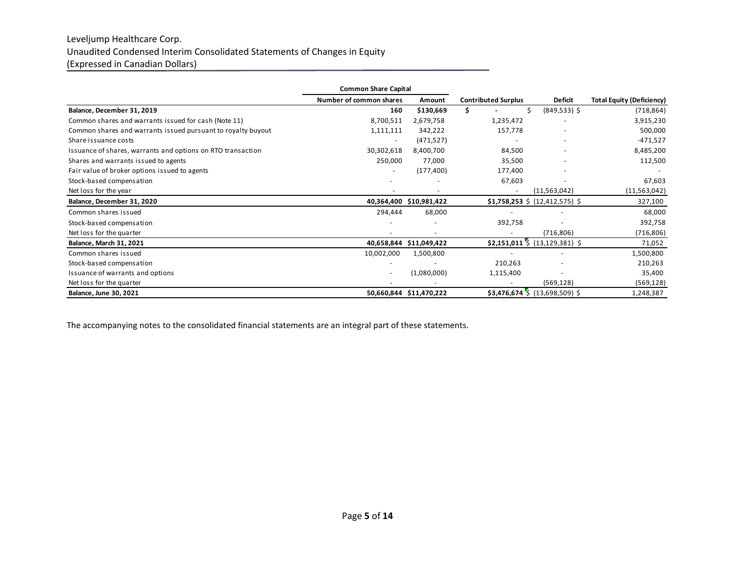Leveljump Healthcare Corp.
Unaudited Condensed Interim Consolidated Statements of Changes in Equity
(Expressed in Canadian Dollars)

| | Common Share Capital | | | | |
|---|---|---|---|---|---|
| | Number of common shares | Amount | Contributed Surplus | Deficit | Total Equity (Deficiency) |
| **Balance, December 31, 2019** | **160** | **$130,669** | **$ -** | $ (849,533) $ | (718,864) |
| Common shares and warrants issued for cash (Note 11) | 8,700,511 | 2,679,758 | 1,235,472 | - | 3,915,230 |
| Common shares and warrants issued pursuant to royalty buyout | 1,111,111 | 342,222 | 157,778 | - | 500,000 |
| Share issuance costs | - | (471,527) | - | - | -471,527 |
| Issuance of shares, warrants and options on RTO transaction | 30,302,618 | 8,400,700 | 84,500 | - | 8,485,200 |
| Shares and warrants issued to agents | 250,000 | 77,000 | 35,500 | - | 112,500 |
| Fair value of broker options issued to agents | - | (177,400) | 177,400 | - | - |
| Stock-based compensation | - | - | 67,603 | - | 67,603 |
| Net loss for the year | - | - | - | (11,563,042) | (11,563,042) |
| **Balance, December 31, 2020** | **40,364,400** | **$10,981,422** | **$1,758,253** | $ (12,412,575) $ | 327,100 |
| Common shares issued | 294,444 | 68,000 | - | - | 68,000 |
| Stock-based compensation | - | - | 392,758 | - | 392,758 |
| Net loss for the quarter | - | - | - | (716,806) | (716,806) |
| **Balance, March 31, 2021** | **40,658,844** | **$11,049,422** | **$2,151,011** | $ (13,129,381) $ | 71,052 |
| Common shares issued | 10,002,000 | 1,500,800 | - | - | 1,500,800 |
| Stock-based compensation | - | - | 210,263 | - | 210,263 |
| Issuance of warrants and options | - | (1,080,000) | 1,115,400 | - | 35,400 |
| Net loss for the quarter | - | - | - | (569,128) | (569,128) |
| **Balance, June 30, 2021** | **50,660,844** | **$11,470,222** | **$3,476,674** | $ (13,698,509) $ | 1,248,387 |

The accompanying notes to the consolidated financial statements are an integral part of these statements.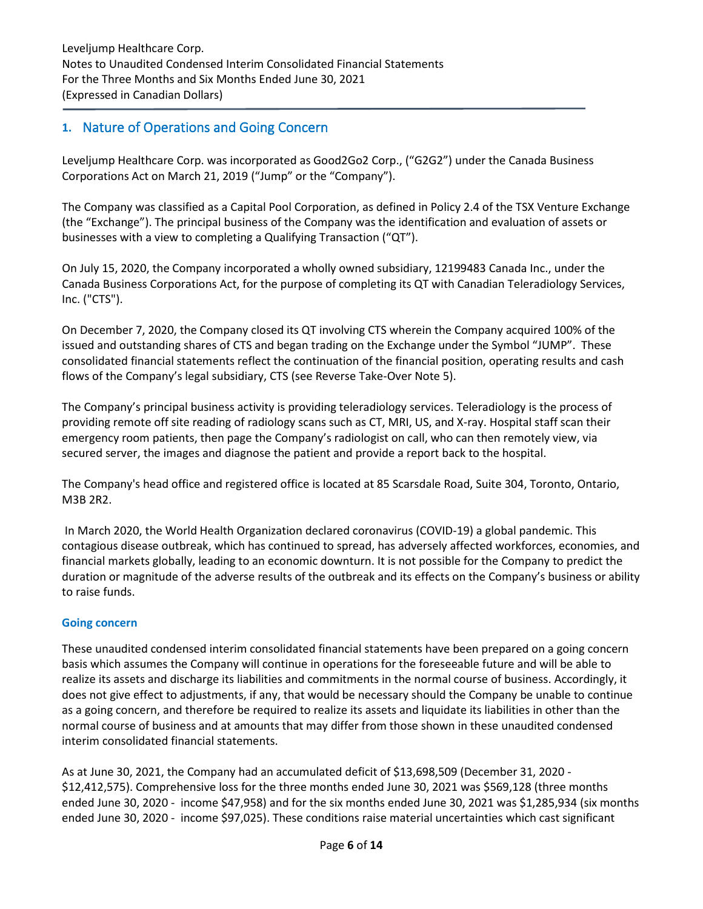## 1. Nature of Operations and Going Concern

Leveljump Healthcare Corp. was incorporated as Good2Go2 Corp., ("G2G2") under the Canada Business Corporations Act on March 21, 2019 ("Jump" or the "Company").

The Company was classified as a Capital Pool Corporation, as defined in Policy 2.4 of the TSX Venture Exchange (the "Exchange"). The principal business of the Company was the identification and evaluation of assets or businesses with a view to completing a Qualifying Transaction ("QT").

On July 15, 2020, the Company incorporated a wholly owned subsidiary, 12199483 Canada Inc., under the Canada Business Corporations Act, for the purpose of completing its QT with Canadian Teleradiology Services, Inc. ("CTS").

On December 7, 2020, the Company closed its QT involving CTS wherein the Company acquired 100% of the issued and outstanding shares of CTS and began trading on the Exchange under the Symbol "JUMP". These consolidated financial statements reflect the continuation of the financial position, operating results and cash flows of the Company's legal subsidiary, CTS (see Reverse Take-Over Note 5).

The Company's principal business activity is providing teleradiology services. Teleradiology is the process of providing remote off site reading of radiology scans such as CT, MRI, US, and X-ray. Hospital staff scan their emergency room patients, then page the Company's radiologist on call, who can then remotely view, via secured server, the images and diagnose the patient and provide a report back to the hospital.

The Company's head office and registered office is located at 85 Scarsdale Road, Suite 304, Toronto, Ontario, M3B 2R2.

In March 2020, the World Health Organization declared coronavirus (COVID-19) a global pandemic. This contagious disease outbreak, which has continued to spread, has adversely affected workforces, economies, and financial markets globally, leading to an economic downturn. It is not possible for the Company to predict the duration or magnitude of the adverse results of the outbreak and its effects on the Company's business or ability to raise funds.

### Going concern

These unaudited condensed interim consolidated financial statements have been prepared on a going concern basis which assumes the Company will continue in operations for the foreseeable future and will be able to realize its assets and discharge its liabilities and commitments in the normal course of business. Accordingly, it does not give effect to adjustments, if any, that would be necessary should the Company be unable to continue as a going concern, and therefore be required to realize its assets and liquidate its liabilities in other than the normal course of business and at amounts that may differ from those shown in these unaudited condensed interim consolidated financial statements.

As at June 30, 2021, the Company had an accumulated deficit of $13,698,509 (December 31, 2020 - $12,412,575). Comprehensive loss for the three months ended June 30, 2021 was $569,128 (three months ended June 30, 2020 - income $47,958) and for the six months ended June 30, 2021 was $1,285,934 (six months ended June 30, 2020 - income $97,025). These conditions raise material uncertainties which cast significant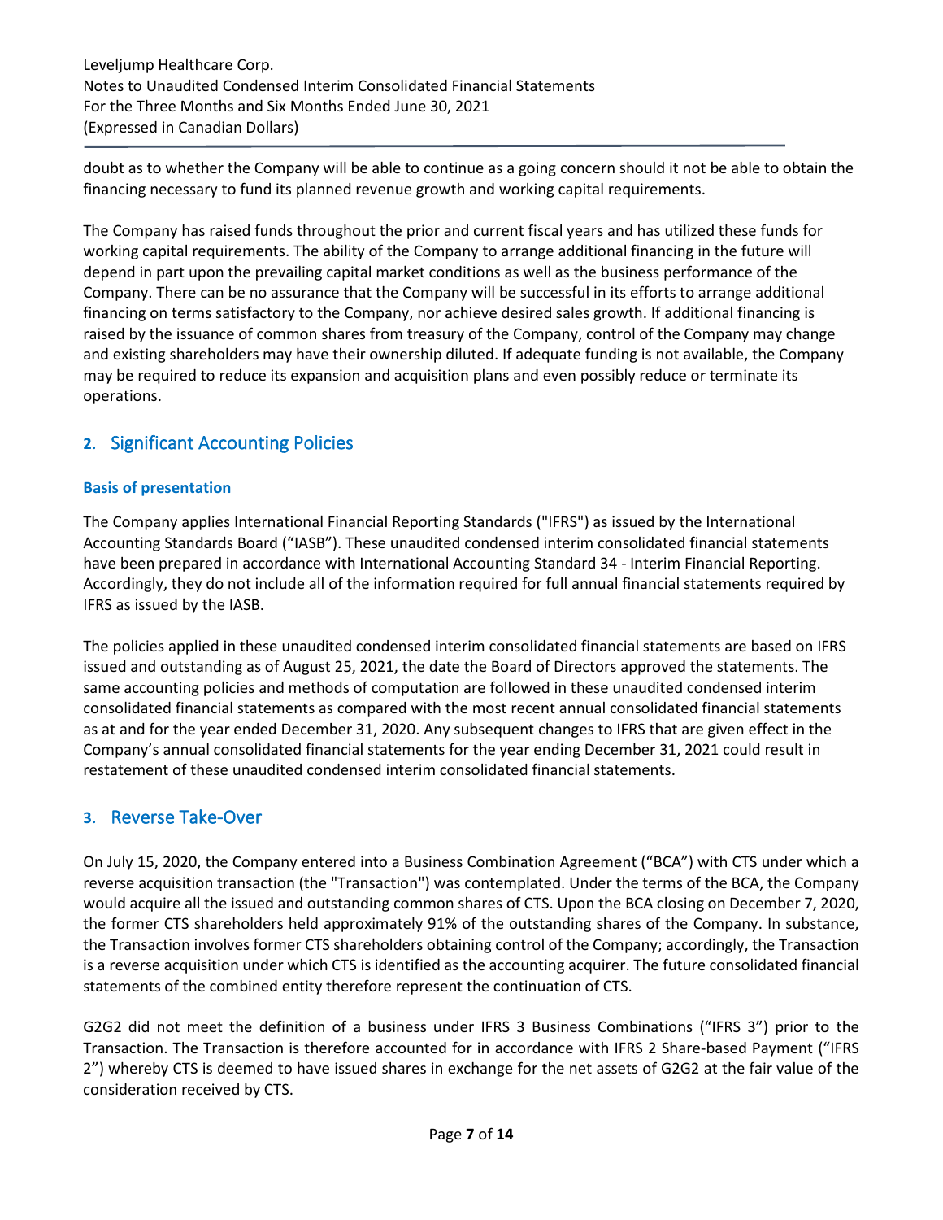doubt as to whether the Company will be able to continue as a going concern should it not be able to obtain the financing necessary to fund its planned revenue growth and working capital requirements.

The Company has raised funds throughout the prior and current fiscal years and has utilized these funds for working capital requirements. The ability of the Company to arrange additional financing in the future will depend in part upon the prevailing capital market conditions as well as the business performance of the Company. There can be no assurance that the Company will be successful in its efforts to arrange additional financing on terms satisfactory to the Company, nor achieve desired sales growth. If additional financing is raised by the issuance of common shares from treasury of the Company, control of the Company may change and existing shareholders may have their ownership diluted. If adequate funding is not available, the Company may be required to reduce its expansion and acquisition plans and even possibly reduce or terminate its operations.

## 2. Significant Accounting Policies

### Basis of presentation

The Company applies International Financial Reporting Standards ("IFRS") as issued by the International Accounting Standards Board ("IASB"). These unaudited condensed interim consolidated financial statements have been prepared in accordance with International Accounting Standard 34 - Interim Financial Reporting. Accordingly, they do not include all of the information required for full annual financial statements required by IFRS as issued by the IASB.

The policies applied in these unaudited condensed interim consolidated financial statements are based on IFRS issued and outstanding as of August 25, 2021, the date the Board of Directors approved the statements. The same accounting policies and methods of computation are followed in these unaudited condensed interim consolidated financial statements as compared with the most recent annual consolidated financial statements as at and for the year ended December 31, 2020. Any subsequent changes to IFRS that are given effect in the Company's annual consolidated financial statements for the year ending December 31, 2021 could result in restatement of these unaudited condensed interim consolidated financial statements.

## 3. Reverse Take-Over

On July 15, 2020, the Company entered into a Business Combination Agreement ("BCA") with CTS under which a reverse acquisition transaction (the "Transaction") was contemplated. Under the terms of the BCA, the Company would acquire all the issued and outstanding common shares of CTS. Upon the BCA closing on December 7, 2020, the former CTS shareholders held approximately 91% of the outstanding shares of the Company. In substance, the Transaction involves former CTS shareholders obtaining control of the Company; accordingly, the Transaction is a reverse acquisition under which CTS is identified as the accounting acquirer. The future consolidated financial statements of the combined entity therefore represent the continuation of CTS.

G2G2 did not meet the definition of a business under IFRS 3 Business Combinations ("IFRS 3") prior to the Transaction. The Transaction is therefore accounted for in accordance with IFRS 2 Share-based Payment ("IFRS 2") whereby CTS is deemed to have issued shares in exchange for the net assets of G2G2 at the fair value of the consideration received by CTS.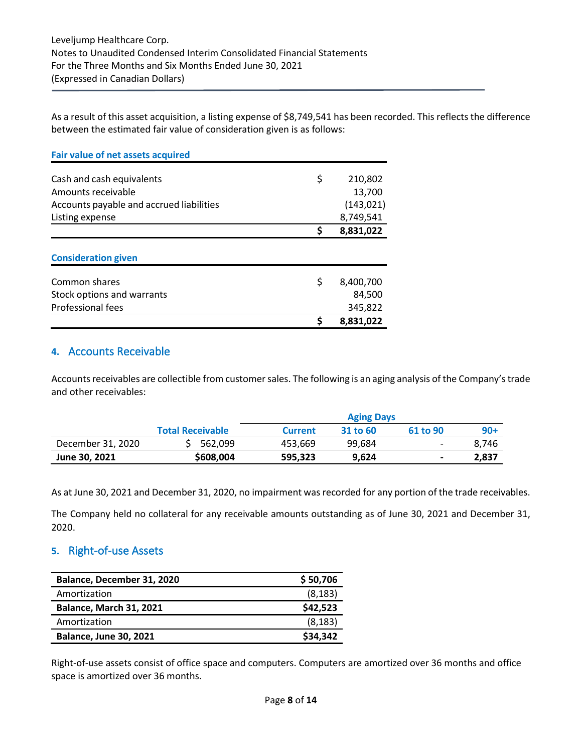As a result of this asset acquisition, a listing expense of $8,749,541 has been recorded. This reflects the difference between the estimated fair value of consideration given is as follows:

| Fair value of net assets acquired | | |
|---|---|---|
| Cash and cash equivalents | $ | 210,802 |
| Amounts receivable | | 13,700 |
| Accounts payable and accrued liabilities | | (143,021) |
| Listing expense | | 8,749,541 |
| | **$** | **8,831,022** |

| Consideration given | | |
|---|---|---|
| Common shares | $ | 8,400,700 |
| Stock options and warrants | | 84,500 |
| Professional fees | | 345,822 |
| | **$** | **8,831,022** |

## 4. Accounts Receivable

Accounts receivables are collectible from customer sales. The following is an aging analysis of the Company's trade and other receivables:

| | | Aging Days | | | |
|---|---|---|---|---|---|
| | Total Receivable | Current | 31 to 60 | 61 to 90 | 90+ |
| December 31, 2020 | $ 562,099 | 453,669 | 99,684 | - | 8,746 |
| **June 30, 2021** | **$608,004** | **595,323** | **9,624** | **-** | **2,837** |

As at June 30, 2021 and December 31, 2020, no impairment was recorded for any portion of the trade receivables.

The Company held no collateral for any receivable amounts outstanding as of June 30, 2021 and December 31, 2020.

## 5. Right-of-use Assets

| | |
|---|---|
| **Balance, December 31, 2020** | **$ 50,706** |
| Amortization | (8,183) |
| **Balance, March 31, 2021** | **$42,523** |
| Amortization | (8,183) |
| **Balance, June 30, 2021** | **$34,342** |

Right-of-use assets consist of office space and computers. Computers are amortized over 36 months and office space is amortized over 36 months.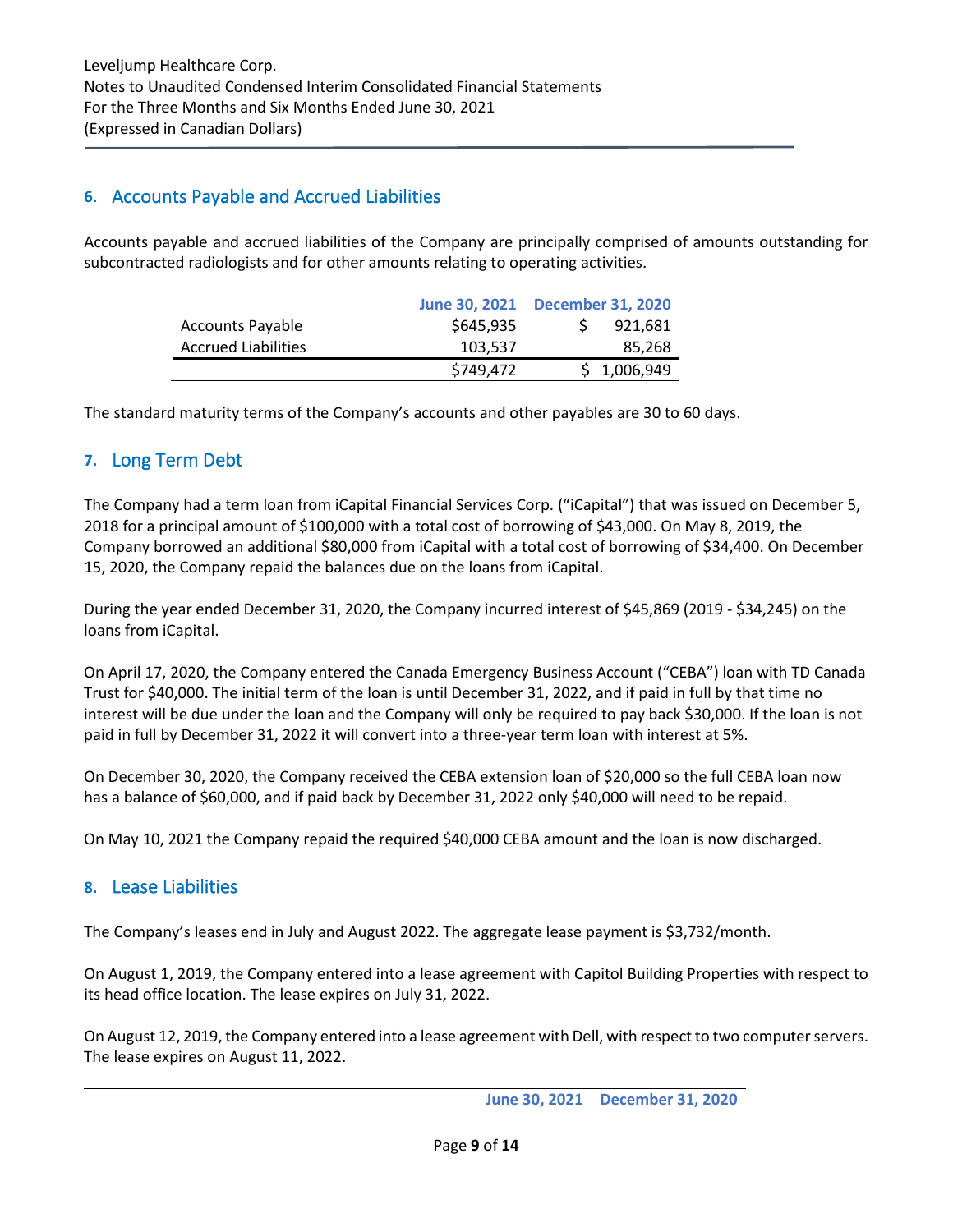## 6. Accounts Payable and Accrued Liabilities

Accounts payable and accrued liabilities of the Company are principally comprised of amounts outstanding for subcontracted radiologists and for other amounts relating to operating activities.

| | June 30, 2021 | December 31, 2020 |
|---|---|---|
| Accounts Payable | $645,935 | $ 921,681 |
| Accrued Liabilities | 103,537 | 85,268 |
| | $749,472 | $ 1,006,949 |

The standard maturity terms of the Company's accounts and other payables are 30 to 60 days.

## 7. Long Term Debt

The Company had a term loan from iCapital Financial Services Corp. ("iCapital") that was issued on December 5, 2018 for a principal amount of $100,000 with a total cost of borrowing of $43,000. On May 8, 2019, the Company borrowed an additional $80,000 from iCapital with a total cost of borrowing of $34,400. On December 15, 2020, the Company repaid the balances due on the loans from iCapital.

During the year ended December 31, 2020, the Company incurred interest of $45,869 (2019 - $34,245) on the loans from iCapital.

On April 17, 2020, the Company entered the Canada Emergency Business Account ("CEBA") loan with TD Canada Trust for $40,000. The initial term of the loan is until December 31, 2022, and if paid in full by that time no interest will be due under the loan and the Company will only be required to pay back $30,000. If the loan is not paid in full by December 31, 2022 it will convert into a three-year term loan with interest at 5%.

On December 30, 2020, the Company received the CEBA extension loan of $20,000 so the full CEBA loan now has a balance of $60,000, and if paid back by December 31, 2022 only $40,000 will need to be repaid.

On May 10, 2021 the Company repaid the required $40,000 CEBA amount and the loan is now discharged.

## 8. Lease Liabilities

The Company's leases end in July and August 2022. The aggregate lease payment is $3,732/month.

On August 1, 2019, the Company entered into a lease agreement with Capitol Building Properties with respect to its head office location. The lease expires on July 31, 2022.

On August 12, 2019, the Company entered into a lease agreement with Dell, with respect to two computer servers. The lease expires on August 11, 2022.

| | June 30, 2021 | December 31, 2020 |
|---|---|---|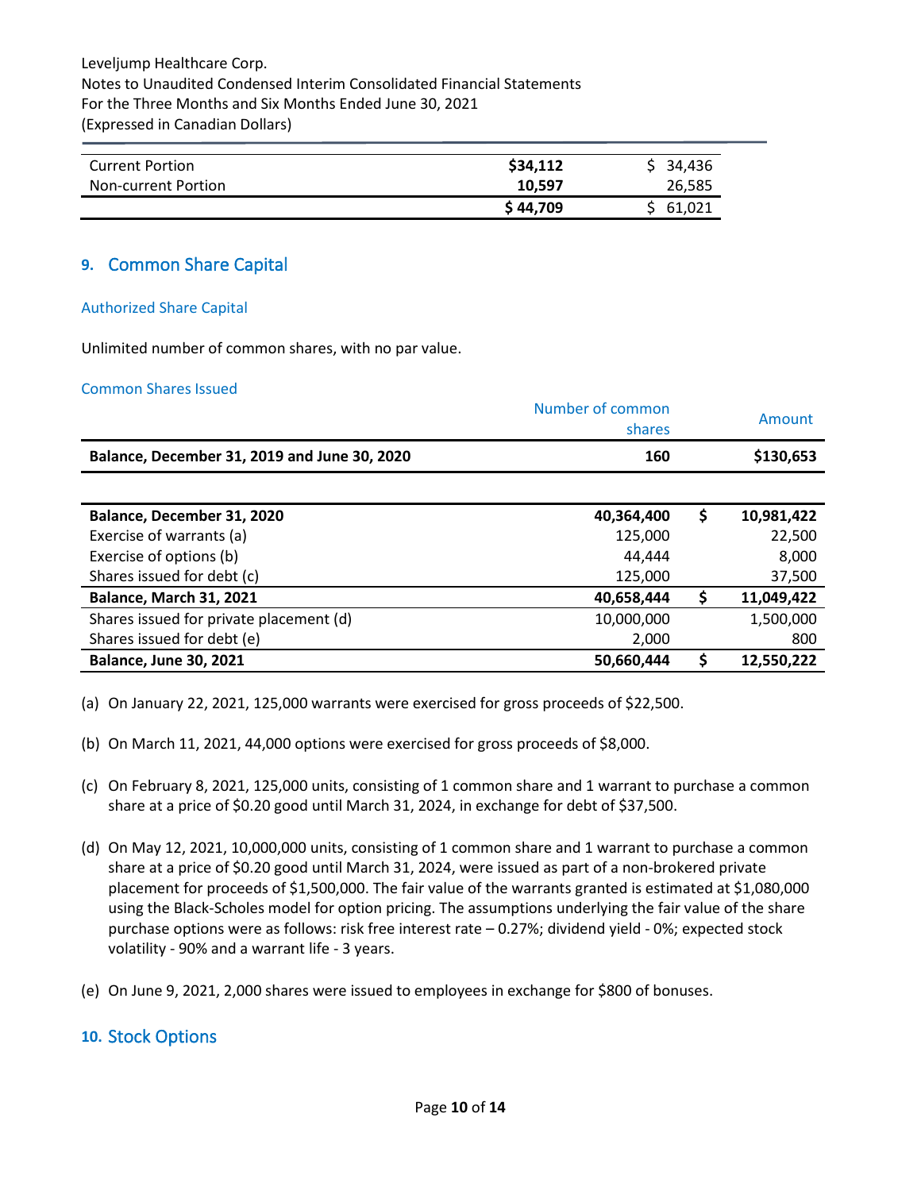| | | |
|---|---|---|
| Current Portion | **$34,112** | $ 34,436 |
| Non-current Portion | **10,597** | 26,585 |
| | **$ 44,709** | $ 61,021 |

## 9. Common Share Capital

### Authorized Share Capital

Unlimited number of common shares, with no par value.

### Common Shares Issued

| | Number of common shares | | Amount |
|---|---|---|---|
| **Balance, December 31, 2019 and June 30, 2020** | **160** | | **$130,653** |
| | | | |
| **Balance, December 31, 2020** | **40,364,400** | **$** | **10,981,422** |
| Exercise of warrants (a) | 125,000 | | 22,500 |
| Exercise of options (b) | 44,444 | | 8,000 |
| Shares issued for debt (c) | 125,000 | | 37,500 |
| **Balance, March 31, 2021** | **40,658,444** | **$** | **11,049,422** |
| Shares issued for private placement (d) | 10,000,000 | | 1,500,000 |
| Shares issued for debt (e) | 2,000 | | 800 |
| **Balance, June 30, 2021** | **50,660,444** | **$** | **12,550,222** |

(a) On January 22, 2021, 125,000 warrants were exercised for gross proceeds of $22,500.

(b) On March 11, 2021, 44,000 options were exercised for gross proceeds of $8,000.

(c) On February 8, 2021, 125,000 units, consisting of 1 common share and 1 warrant to purchase a common share at a price of $0.20 good until March 31, 2024, in exchange for debt of $37,500.

(d) On May 12, 2021, 10,000,000 units, consisting of 1 common share and 1 warrant to purchase a common share at a price of $0.20 good until March 31, 2024, were issued as part of a non-brokered private placement for proceeds of $1,500,000. The fair value of the warrants granted is estimated at $1,080,000 using the Black-Scholes model for option pricing. The assumptions underlying the fair value of the share purchase options were as follows: risk free interest rate – 0.27%; dividend yield - 0%; expected stock volatility - 90% and a warrant life - 3 years.

(e) On June 9, 2021, 2,000 shares were issued to employees in exchange for $800 of bonuses.

## 10. Stock Options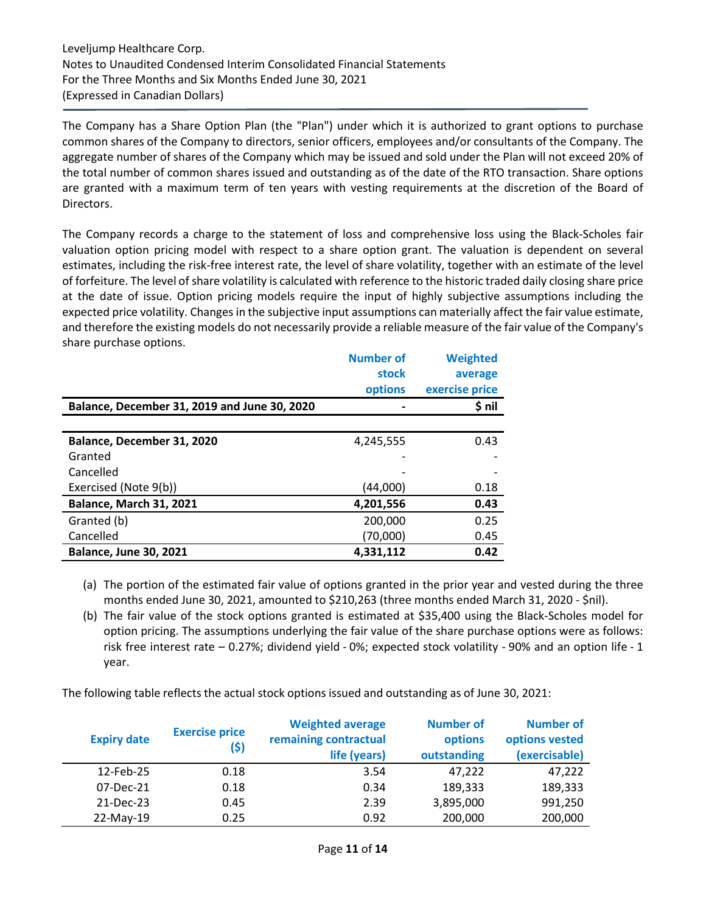The Company has a Share Option Plan (the "Plan") under which it is authorized to grant options to purchase common shares of the Company to directors, senior officers, employees and/or consultants of the Company. The aggregate number of shares of the Company which may be issued and sold under the Plan will not exceed 20% of the total number of common shares issued and outstanding as of the date of the RTO transaction. Share options are granted with a maximum term of ten years with vesting requirements at the discretion of the Board of Directors.

The Company records a charge to the statement of loss and comprehensive loss using the Black-Scholes fair valuation option pricing model with respect to a share option grant. The valuation is dependent on several estimates, including the risk-free interest rate, the level of share volatility, together with an estimate of the level of forfeiture. The level of share volatility is calculated with reference to the historic traded daily closing share price at the date of issue. Option pricing models require the input of highly subjective assumptions including the expected price volatility. Changes in the subjective input assumptions can materially affect the fair value estimate, and therefore the existing models do not necessarily provide a reliable measure of the fair value of the Company's share purchase options.

| | Number of stock options | Weighted average exercise price |
|---|---|---|
| **Balance, December 31, 2019 and June 30, 2020** | - | **$ nil** |
| | | |
| **Balance, December 31, 2020** | 4,245,555 | 0.43 |
| Granted | - | - |
| Cancelled | - | - |
| Exercised (Note 9(b)) | (44,000) | 0.18 |
| **Balance, March 31, 2021** | **4,201,556** | **0.43** |
| Granted (b) | 200,000 | 0.25 |
| Cancelled | (70,000) | 0.45 |
| **Balance, June 30, 2021** | **4,331,112** | **0.42** |

(a) The portion of the estimated fair value of options granted in the prior year and vested during the three months ended June 30, 2021, amounted to $210,263 (three months ended March 31, 2020 - $nil).

(b) The fair value of the stock options granted is estimated at $35,400 using the Black-Scholes model for option pricing. The assumptions underlying the fair value of the share purchase options were as follows: risk free interest rate – 0.27%; dividend yield - 0%; expected stock volatility - 90% and an option life - 1 year.

The following table reflects the actual stock options issued and outstanding as of June 30, 2021:

| Expiry date | Exercise price ($) | Weighted average remaining contractual life (years) | Number of options outstanding | Number of options vested (exercisable) |
|---|---|---|---|---|
| 12-Feb-25 | 0.18 | 3.54 | 47,222 | 47,222 |
| 07-Dec-21 | 0.18 | 0.34 | 189,333 | 189,333 |
| 21-Dec-23 | 0.45 | 2.39 | 3,895,000 | 991,250 |
| 22-May-19 | 0.25 | 0.92 | 200,000 | 200,000 |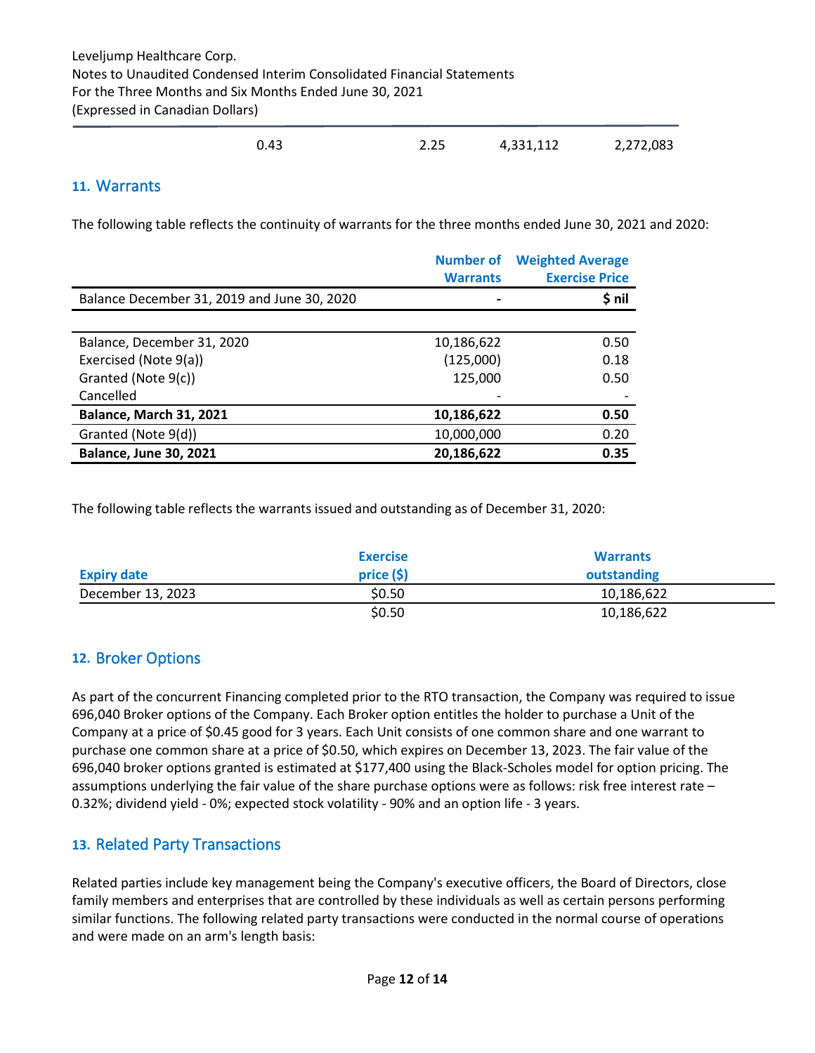| | | | |
|---|---|---|---|
| 0.43 | 2.25 | 4,331,112 | 2,272,083 |

## 11. Warrants

The following table reflects the continuity of warrants for the three months ended June 30, 2021 and 2020:

| | Number of Warrants | Weighted Average Exercise Price |
|---|---|---|
| Balance December 31, 2019 and June 30, 2020 | - | **$ nil** |
| | | |
| Balance, December 31, 2020 | 10,186,622 | 0.50 |
| Exercised (Note 9(a)) | (125,000) | 0.18 |
| Granted (Note 9(c)) | 125,000 | 0.50 |
| Cancelled | - | - |
| **Balance, March 31, 2021** | **10,186,622** | **0.50** |
| Granted (Note 9(d)) | 10,000,000 | 0.20 |
| **Balance, June 30, 2021** | **20,186,622** | **0.35** |

The following table reflects the warrants issued and outstanding as of December 31, 2020:

| Expiry date | Exercise price ($) | Warrants outstanding |
|---|---|---|
| December 13, 2023 | $0.50 | 10,186,622 |
| | $0.50 | 10,186,622 |

## 12. Broker Options

As part of the concurrent Financing completed prior to the RTO transaction, the Company was required to issue 696,040 Broker options of the Company. Each Broker option entitles the holder to purchase a Unit of the Company at a price of $0.45 good for 3 years. Each Unit consists of one common share and one warrant to purchase one common share at a price of $0.50, which expires on December 13, 2023. The fair value of the 696,040 broker options granted is estimated at $177,400 using the Black-Scholes model for option pricing. The assumptions underlying the fair value of the share purchase options were as follows: risk free interest rate – 0.32%; dividend yield - 0%; expected stock volatility - 90% and an option life - 3 years.

## 13. Related Party Transactions

Related parties include key management being the Company's executive officers, the Board of Directors, close family members and enterprises that are controlled by these individuals as well as certain persons performing similar functions. The following related party transactions were conducted in the normal course of operations and were made on an arm's length basis: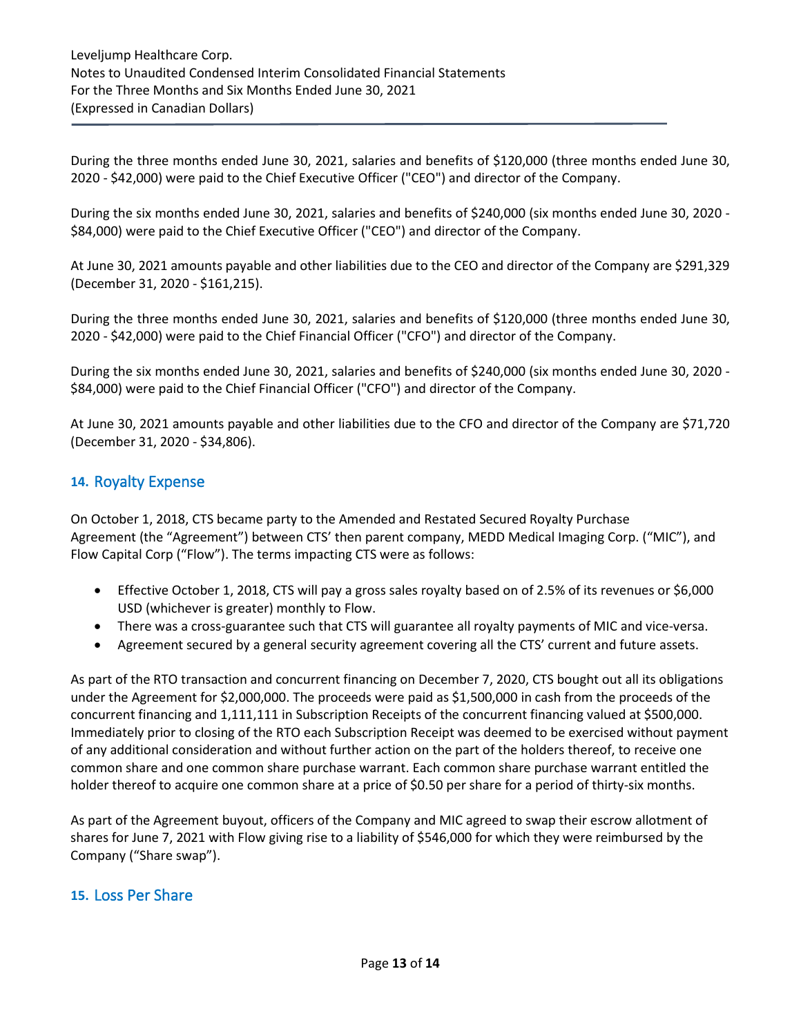During the three months ended June 30, 2021, salaries and benefits of $120,000 (three months ended June 30, 2020 - $42,000) were paid to the Chief Executive Officer ("CEO") and director of the Company.

During the six months ended June 30, 2021, salaries and benefits of $240,000 (six months ended June 30, 2020 - $84,000) were paid to the Chief Executive Officer ("CEO") and director of the Company.

At June 30, 2021 amounts payable and other liabilities due to the CEO and director of the Company are $291,329 (December 31, 2020 - $161,215).

During the three months ended June 30, 2021, salaries and benefits of $120,000 (three months ended June 30, 2020 - $42,000) were paid to the Chief Financial Officer ("CFO") and director of the Company.

During the six months ended June 30, 2021, salaries and benefits of $240,000 (six months ended June 30, 2020 - $84,000) were paid to the Chief Financial Officer ("CFO") and director of the Company.

At June 30, 2021 amounts payable and other liabilities due to the CFO and director of the Company are $71,720 (December 31, 2020 - $34,806).

## 14. Royalty Expense

On October 1, 2018, CTS became party to the Amended and Restated Secured Royalty Purchase Agreement (the "Agreement") between CTS' then parent company, MEDD Medical Imaging Corp. ("MIC"), and Flow Capital Corp ("Flow"). The terms impacting CTS were as follows:

- Effective October 1, 2018, CTS will pay a gross sales royalty based on of 2.5% of its revenues or $6,000 USD (whichever is greater) monthly to Flow.
- There was a cross-guarantee such that CTS will guarantee all royalty payments of MIC and vice-versa.
- Agreement secured by a general security agreement covering all the CTS' current and future assets.

As part of the RTO transaction and concurrent financing on December 7, 2020, CTS bought out all its obligations under the Agreement for $2,000,000. The proceeds were paid as $1,500,000 in cash from the proceeds of the concurrent financing and 1,111,111 in Subscription Receipts of the concurrent financing valued at $500,000. Immediately prior to closing of the RTO each Subscription Receipt was deemed to be exercised without payment of any additional consideration and without further action on the part of the holders thereof, to receive one common share and one common share purchase warrant. Each common share purchase warrant entitled the holder thereof to acquire one common share at a price of $0.50 per share for a period of thirty-six months.

As part of the Agreement buyout, officers of the Company and MIC agreed to swap their escrow allotment of shares for June 7, 2021 with Flow giving rise to a liability of $546,000 for which they were reimbursed by the Company ("Share swap").

## 15. Loss Per Share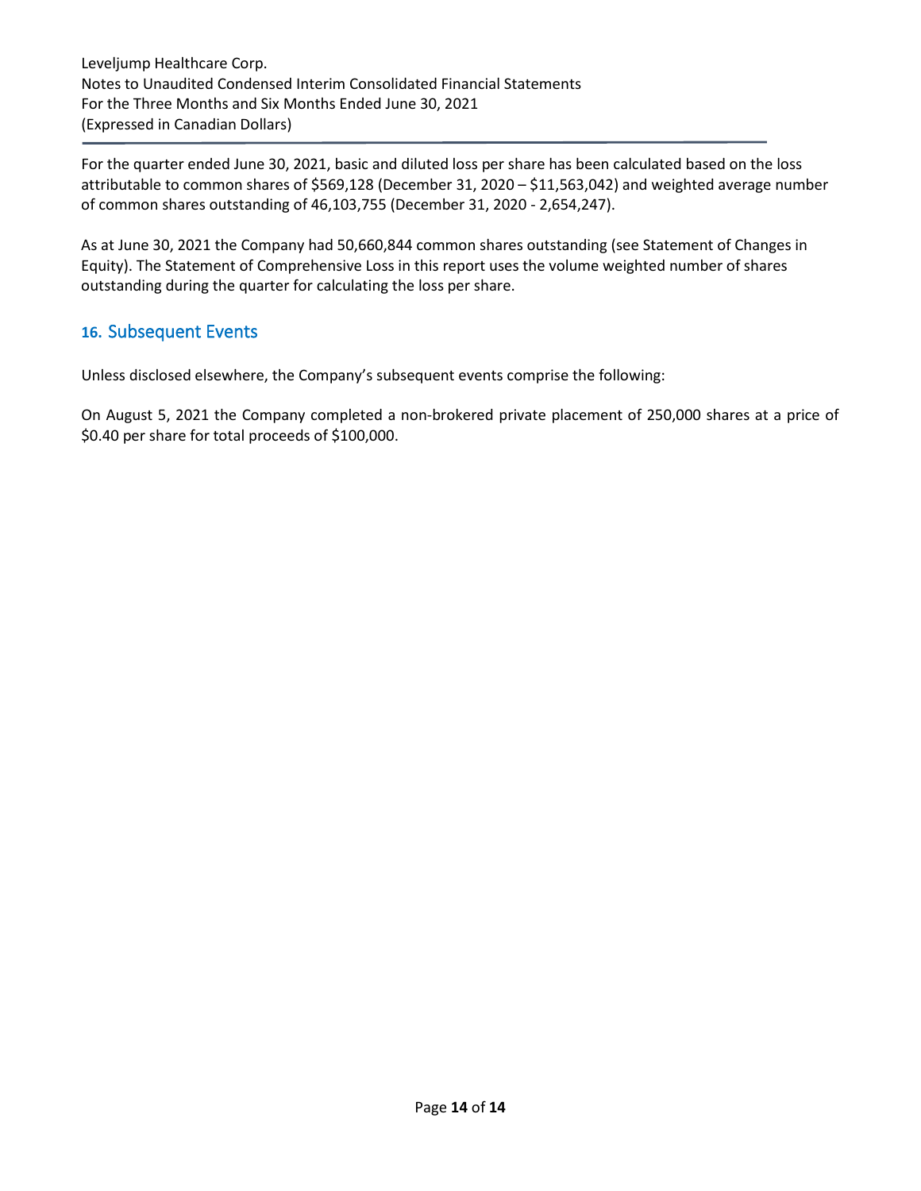For the quarter ended June 30, 2021, basic and diluted loss per share has been calculated based on the loss attributable to common shares of $569,128 (December 31, 2020 – $11,563,042) and weighted average number of common shares outstanding of 46,103,755 (December 31, 2020 - 2,654,247).

As at June 30, 2021 the Company had 50,660,844 common shares outstanding (see Statement of Changes in Equity). The Statement of Comprehensive Loss in this report uses the volume weighted number of shares outstanding during the quarter for calculating the loss per share.

## 16. Subsequent Events

Unless disclosed elsewhere, the Company's subsequent events comprise the following:

On August 5, 2021 the Company completed a non-brokered private placement of 250,000 shares at a price of $0.40 per share for total proceeds of $100,000.